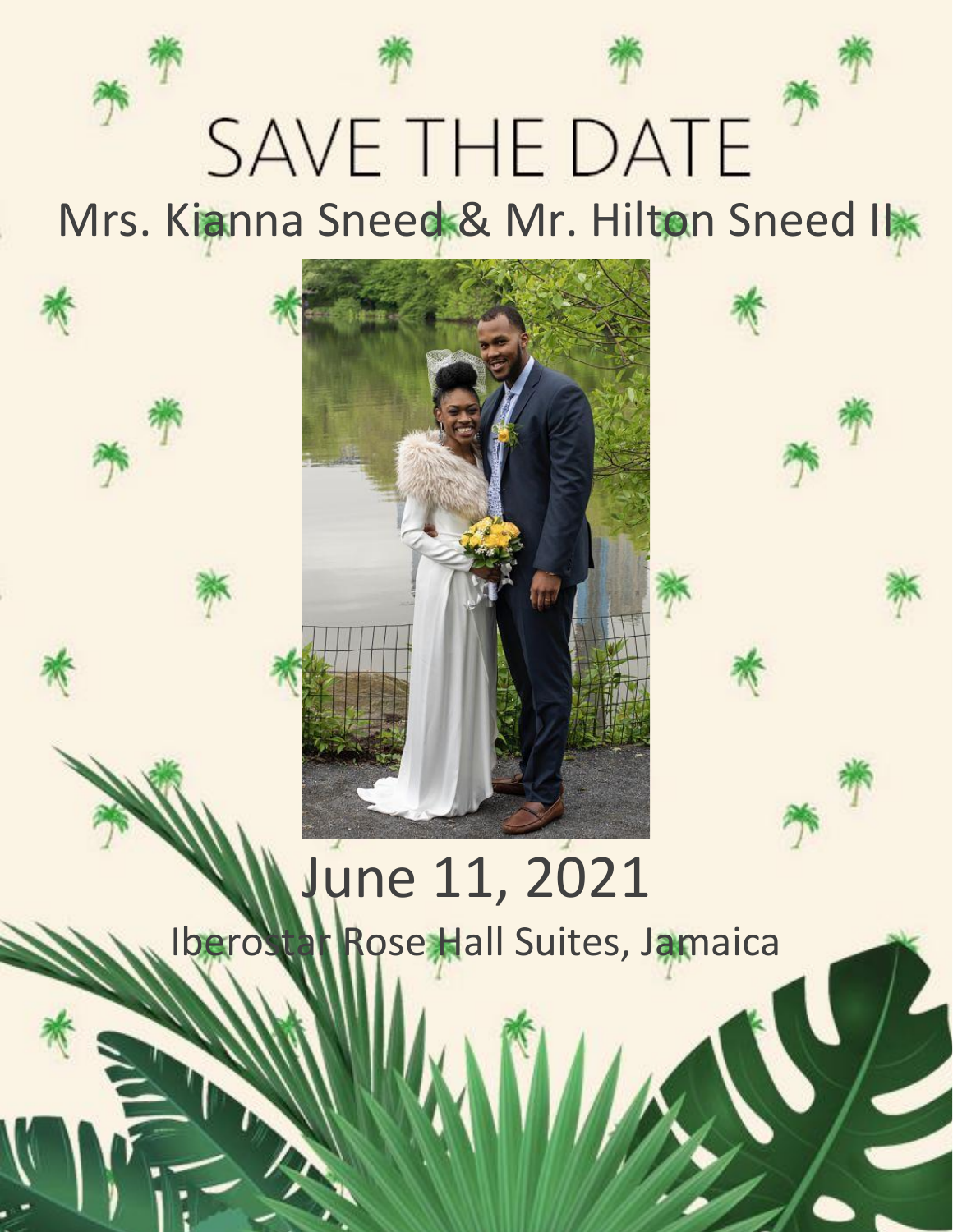# SAVE THE DATE

Mrs. Kianna Sneed & Mr. Hilton Sneed II

June 11, 2021

Iberostar Rose Hall Suites, Jamaica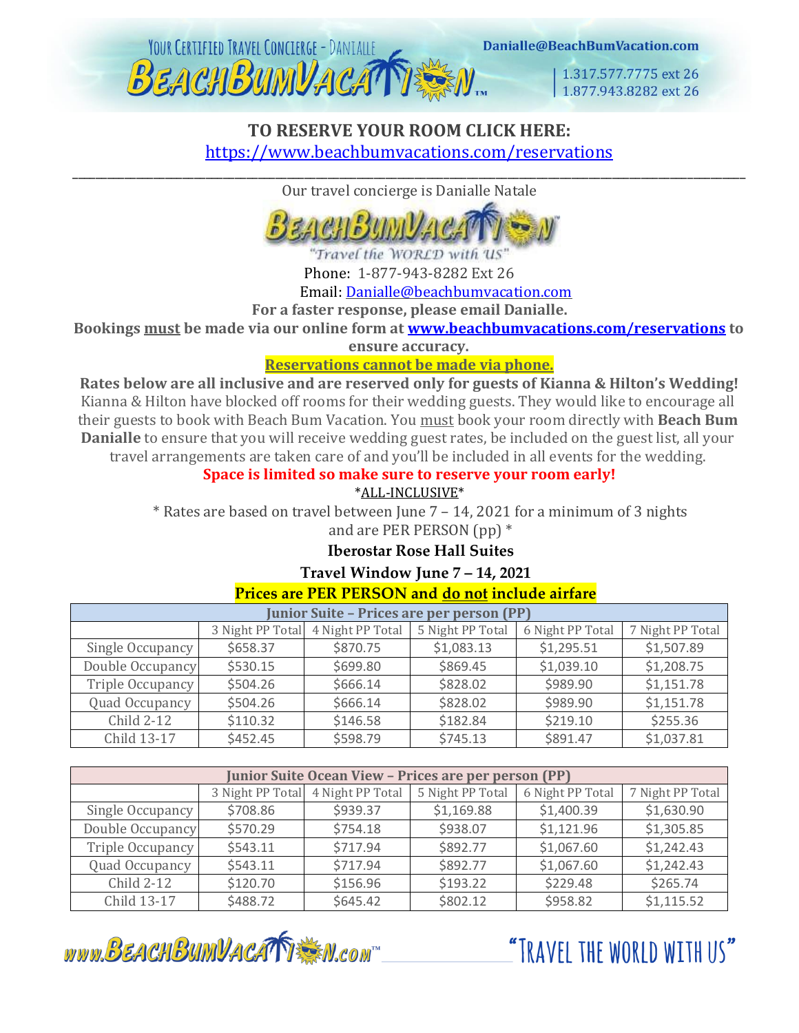Your Certified Travel Concierge - Danialle

Danialle@BeachBumVacation.com

1.317.577.7775 ext 26
1.877.943.8282 ext 26

**TO RESERVE YOUR ROOM CLICK HERE:**
[https://www.beachbumvacations.com/reservations](https://www.beachbumvacations.com/reservations)

---

Our travel concierge is Danialle Natale

"Travel the WORLD with US"

Phone: 1-877-943-8282 Ext 26
Email: [Danialle@beachbumvacation.com](mailto:Danialle@beachbumvacation.com)

**For a faster response, please email Danialle.**

**Bookings must be made via our online form at [www.beachbumvacations.com/reservations](http://www.beachbumvacations.com/reservations) to ensure accuracy.**

**Reservations cannot be made via phone.**

**Rates below are all inclusive and are reserved only for guests of Kianna & Hilton's Wedding!** Kianna & Hilton have blocked off rooms for their wedding guests. They would like to encourage all their guests to book with Beach Bum Vacation. You must book your room directly with **Beach Bum Danialle** to ensure that you will receive wedding guest rates, be included on the guest list, all your travel arrangements are taken care of and you'll be included in all events for the wedding.

**Space is limited so make sure to reserve your room early!**

*ALL-INCLUSIVE*

* Rates are based on travel between June 7 – 14, 2021 for a minimum of 3 nights and are PER PERSON (pp) *

**Iberostar Rose Hall Suites**

**Travel Window June 7 – 14, 2021**

**Prices are PER PERSON and do not include airfare**

| Junior Suite – Prices are per person (PP) | | | | | |
|---|---|---|---|---|---|
| | 3 Night PP Total | 4 Night PP Total | 5 Night PP Total | 6 Night PP Total | 7 Night PP Total |
| Single Occupancy | $658.37 | $870.75 | $1,083.13 | $1,295.51 | $1,507.89 |
| Double Occupancy | $530.15 | $699.80 | $869.45 | $1,039.10 | $1,208.75 |
| Triple Occupancy | $504.26 | $666.14 | $828.02 | $989.90 | $1,151.78 |
| Quad Occupancy | $504.26 | $666.14 | $828.02 | $989.90 | $1,151.78 |
| Child 2-12 | $110.32 | $146.58 | $182.84 | $219.10 | $255.36 |
| Child 13-17 | $452.45 | $598.79 | $745.13 | $891.47 | $1,037.81 |

| Junior Suite Ocean View – Prices are per person (PP) | | | | | |
|---|---|---|---|---|---|
| | 3 Night PP Total | 4 Night PP Total | 5 Night PP Total | 6 Night PP Total | 7 Night PP Total |
| Single Occupancy | $708.86 | $939.37 | $1,169.88 | $1,400.39 | $1,630.90 |
| Double Occupancy | $570.29 | $754.18 | $938.07 | $1,121.96 | $1,305.85 |
| Triple Occupancy | $543.11 | $717.94 | $892.77 | $1,067.60 | $1,242.43 |
| Quad Occupancy | $543.11 | $717.94 | $892.77 | $1,067.60 | $1,242.43 |
| Child 2-12 | $120.70 | $156.96 | $193.22 | $229.48 | $265.74 |
| Child 13-17 | $488.72 | $645.42 | $802.12 | $958.82 | $1,115.52 |

www.BeachBumVacation.com "Travel the world with us"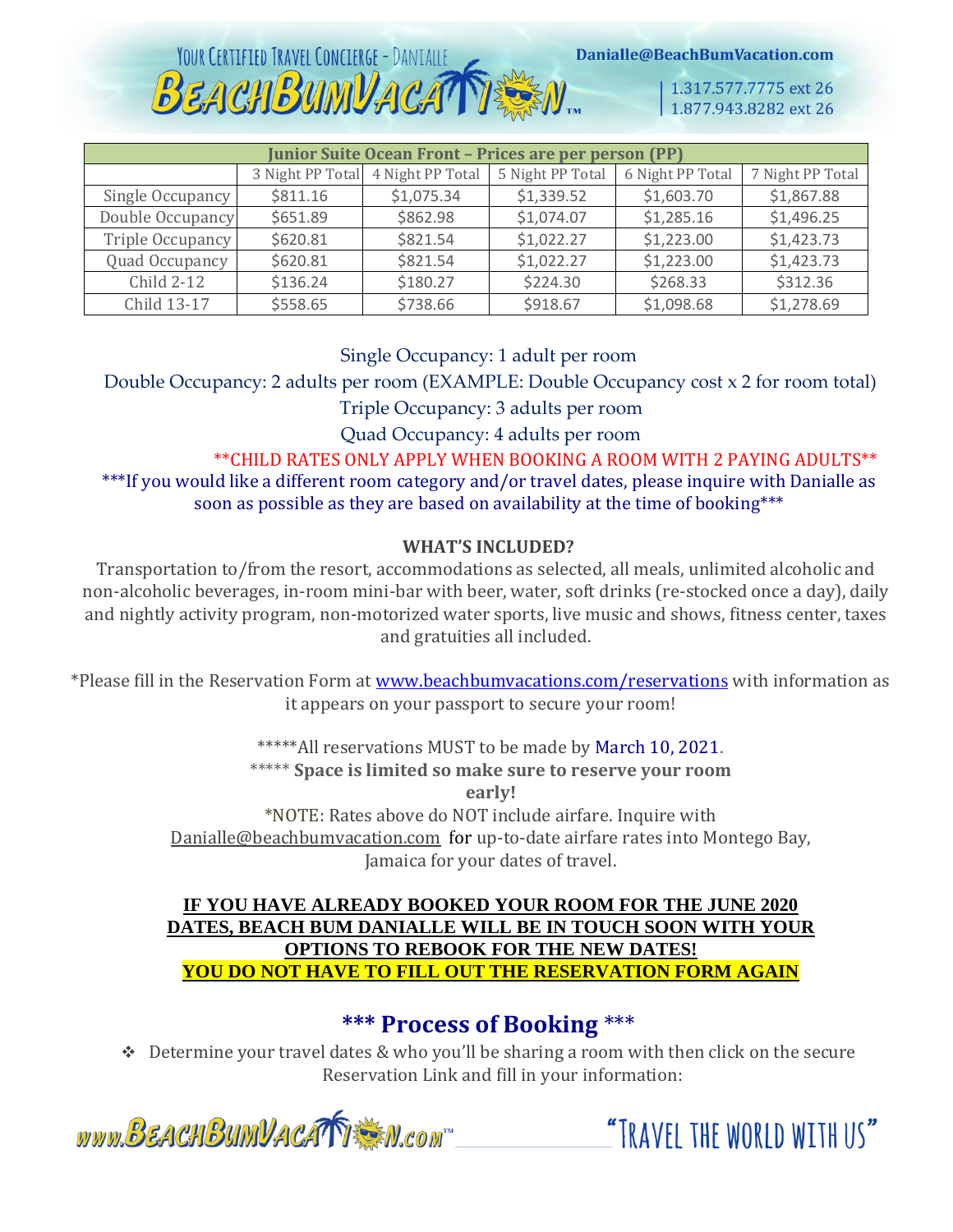| Junior Suite Ocean Front – Prices are per person (PP) | | | | | |
|---|---|---|---|---|---|
| | 3 Night PP Total | 4 Night PP Total | 5 Night PP Total | 6 Night PP Total | 7 Night PP Total |
| Single Occupancy | $811.16 | $1,075.34 | $1,339.52 | $1,603.70 | $1,867.88 |
| Double Occupancy | $651.89 | $862.98 | $1,074.07 | $1,285.16 | $1,496.25 |
| Triple Occupancy | $620.81 | $821.54 | $1,022.27 | $1,223.00 | $1,423.73 |
| Quad Occupancy | $620.81 | $821.54 | $1,022.27 | $1,223.00 | $1,423.73 |
| Child 2-12 | $136.24 | $180.27 | $224.30 | $268.33 | $312.36 |
| Child 13-17 | $558.65 | $738.66 | $918.67 | $1,098.68 | $1,278.69 |

Single Occupancy: 1 adult per room

Double Occupancy: 2 adults per room (EXAMPLE: Double Occupancy cost x 2 for room total)

Triple Occupancy: 3 adults per room

Quad Occupancy: 4 adults per room

**CHILD RATES ONLY APPLY WHEN BOOKING A ROOM WITH 2 PAYING ADULTS**

***If you would like a different room category and/or travel dates, please inquire with Danialle as soon as possible as they are based on availability at the time of booking***

**WHAT'S INCLUDED?**

Transportation to/from the resort, accommodations as selected, all meals, unlimited alcoholic and non-alcoholic beverages, in-room mini-bar with beer, water, soft drinks (re-stocked once a day), daily and nightly activity program, non-motorized water sports, live music and shows, fitness center, taxes and gratuities all included.

*Please fill in the Reservation Form at www.beachbumvacations.com/reservations with information as it appears on your passport to secure your room!

*****All reservations MUST to be made by March 10, 2021.

***** **Space is limited so make sure to reserve your room early!**

*NOTE: Rates above do NOT include airfare. Inquire with Danialle@beachbumvacation.com for up-to-date airfare rates into Montego Bay, Jamaica for your dates of travel.

**IF YOU HAVE ALREADY BOOKED YOUR ROOM FOR THE JUNE 2020 DATES, BEACH BUM DANIALLE WILL BE IN TOUCH SOON WITH YOUR OPTIONS TO REBOOK FOR THE NEW DATES!**
**YOU DO NOT HAVE TO FILL OUT THE RESERVATION FORM AGAIN**

## *** Process of Booking ***

- Determine your travel dates & who you'll be sharing a room with then click on the secure Reservation Link and fill in your information: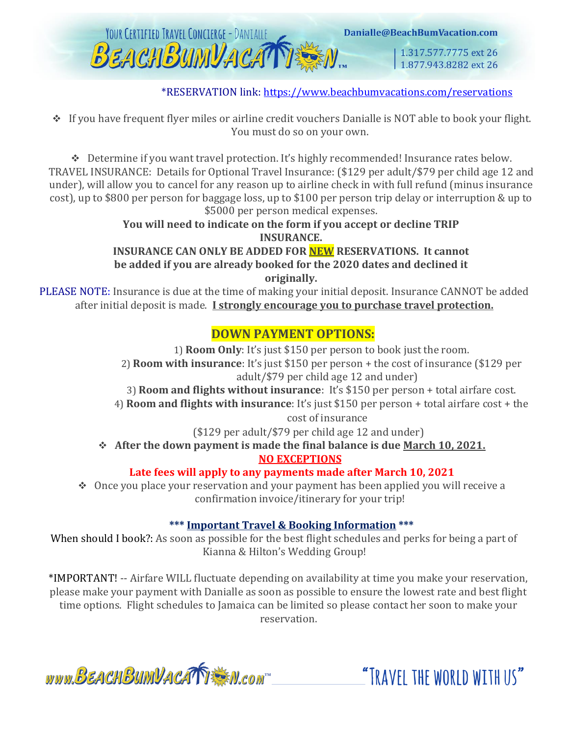*RESERVATION link: https://www.beachbumvacations.com/reservations

- If you have frequent flyer miles or airline credit vouchers Danialle is NOT able to book your flight. You must do so on your own.

- Determine if you want travel protection. It's highly recommended! Insurance rates below.

TRAVEL INSURANCE: Details for Optional Travel Insurance: ($129 per adult/$79 per child age 12 and under), will allow you to cancel for any reason up to airline check in with full refund (minus insurance cost), up to $800 per person for baggage loss, up to $100 per person trip delay or interruption & up to $5000 per person medical expenses.

**You will need to indicate on the form if you accept or decline TRIP INSURANCE.**

**INSURANCE CAN ONLY BE ADDED FOR NEW RESERVATIONS. It cannot be added if you are already booked for the 2020 dates and declined it originally.**

PLEASE NOTE: Insurance is due at the time of making your initial deposit. Insurance CANNOT be added after initial deposit is made. **I strongly encourage you to purchase travel protection.**

## DOWN PAYMENT OPTIONS:

1) **Room Only**: It's just $150 per person to book just the room.
2) **Room with insurance**: It's just $150 per person + the cost of insurance ($129 per adult/$79 per child age 12 and under)
3) **Room and flights without insurance**: It's $150 per person + total airfare cost.
4) **Room and flights with insurance**: It's just $150 per person + total airfare cost + the cost of insurance ($129 per adult/$79 per child age 12 and under)

- **After the down payment is made the final balance is due March 10, 2021.**

**NO EXCEPTIONS**

**Late fees will apply to any payments made after March 10, 2021**

- Once you place your reservation and your payment has been applied you will receive a confirmation invoice/itinerary for your trip!

### *** Important Travel & Booking Information ***

When should I book?: As soon as possible for the best flight schedules and perks for being a part of Kianna & Hilton's Wedding Group!

*IMPORTANT! -- Airfare WILL fluctuate depending on availability at time you make your reservation, please make your payment with Danialle as soon as possible to ensure the lowest rate and best flight time options. Flight schedules to Jamaica can be limited so please contact her soon to make your reservation.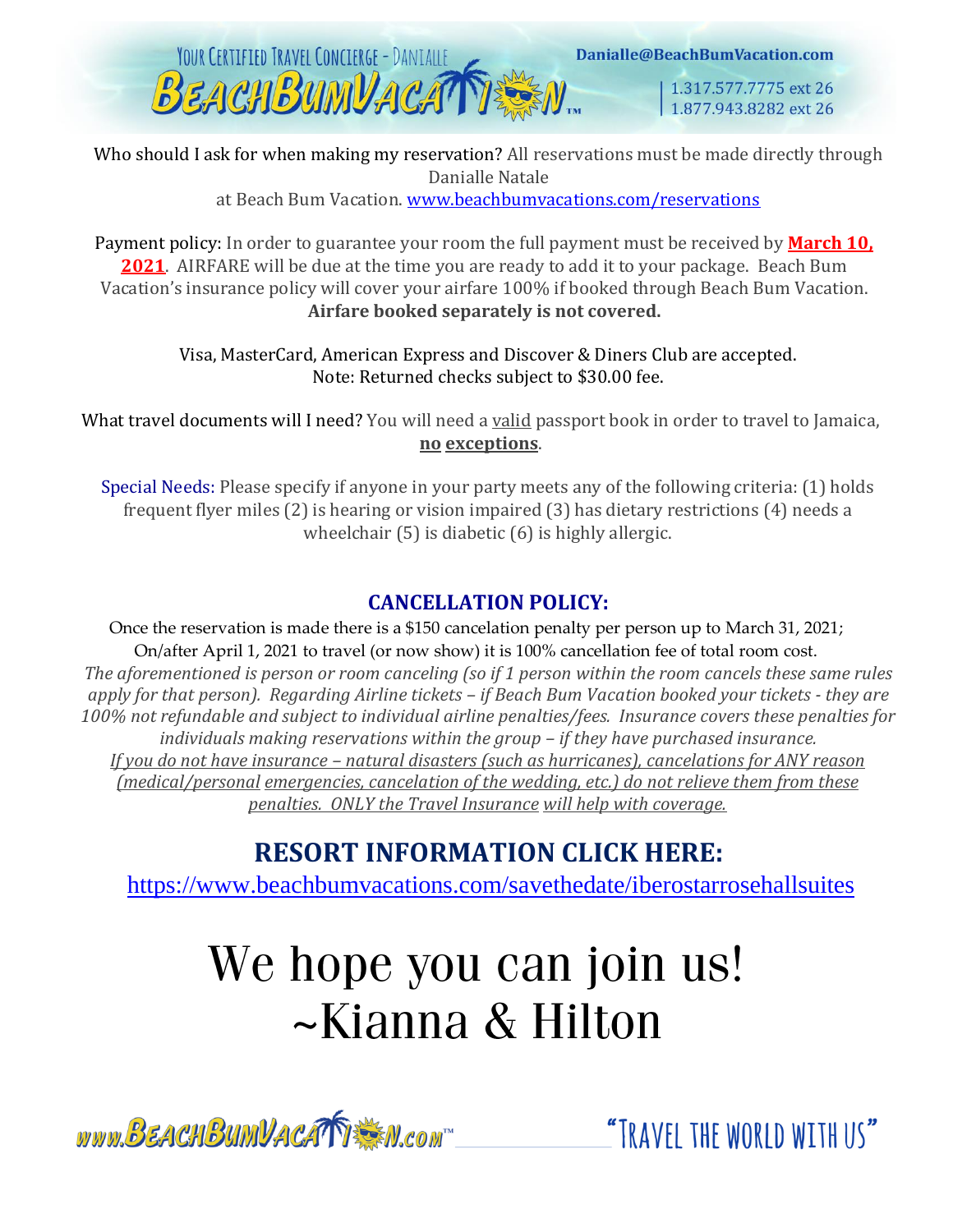Who should I ask for when making my reservation? All reservations must be made directly through Danialle Natale at Beach Bum Vacation. www.beachbumvacations.com/reservations

Payment policy: In order to guarantee your room the full payment must be received by **March 10, 2021**. AIRFARE will be due at the time you are ready to add it to your package. Beach Bum Vacation's insurance policy will cover your airfare 100% if booked through Beach Bum Vacation. **Airfare booked separately is not covered.**

Visa, MasterCard, American Express and Discover & Diners Club are accepted.
Note: Returned checks subject to $30.00 fee.

What travel documents will I need? You will need a valid passport book in order to travel to Jamaica, **no exceptions**.

Special Needs: Please specify if anyone in your party meets any of the following criteria: (1) holds frequent flyer miles (2) is hearing or vision impaired (3) has dietary restrictions (4) needs a wheelchair (5) is diabetic (6) is highly allergic.

## CANCELLATION POLICY:

Once the reservation is made there is a $150 cancelation penalty per person up to March 31, 2021; On/after April 1, 2021 to travel (or now show) it is 100% cancellation fee of total room cost.
*The aforementioned is person or room canceling (so if 1 person within the room cancels these same rules apply for that person). Regarding Airline tickets – if Beach Bum Vacation booked your tickets - they are 100% not refundable and subject to individual airline penalties/fees. Insurance covers these penalties for individuals making reservations within the group – if they have purchased insurance.*
*If you do not have insurance – natural disasters (such as hurricanes), cancelations for ANY reason (medical/personal emergencies, cancelation of the wedding, etc.) do not relieve them from these penalties. ONLY the Travel Insurance will help with coverage.*

## RESORT INFORMATION CLICK HERE:

https://www.beachbumvacations.com/savethedate/iberostarrosehallsuites

# We hope you can join us!
# ~Kianna & Hilton